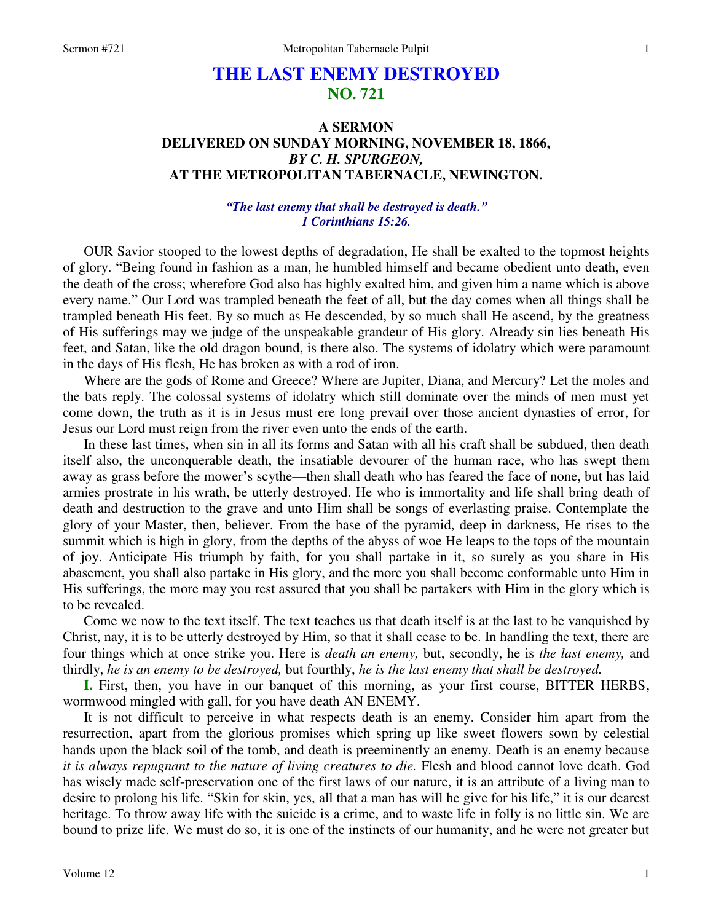# THE LAST ENEMY DESTROYED
## NO. 721

### A SERMON
### DELIVERED ON SUNDAY MORNING, NOVEMBER 18, 1866,
### *BY C. H. SPURGEON,*
### AT THE METROPOLITAN TABERNACLE, NEWINGTON.

***"The last enemy that shall be destroyed is death."***
***1 Corinthians 15:26.***

OUR Savior stooped to the lowest depths of degradation, He shall be exalted to the topmost heights of glory. "Being found in fashion as a man, he humbled himself and became obedient unto death, even the death of the cross; wherefore God also has highly exalted him, and given him a name which is above every name." Our Lord was trampled beneath the feet of all, but the day comes when all things shall be trampled beneath His feet. By so much as He descended, by so much shall He ascend, by the greatness of His sufferings may we judge of the unspeakable grandeur of His glory. Already sin lies beneath His feet, and Satan, like the old dragon bound, is there also. The systems of idolatry which were paramount in the days of His flesh, He has broken as with a rod of iron.

Where are the gods of Rome and Greece? Where are Jupiter, Diana, and Mercury? Let the moles and the bats reply. The colossal systems of idolatry which still dominate over the minds of men must yet come down, the truth as it is in Jesus must ere long prevail over those ancient dynasties of error, for Jesus our Lord must reign from the river even unto the ends of the earth.

In these last times, when sin in all its forms and Satan with all his craft shall be subdued, then death itself also, the unconquerable death, the insatiable devourer of the human race, who has swept them away as grass before the mower's scythe—then shall death who has feared the face of none, but has laid armies prostrate in his wrath, be utterly destroyed. He who is immortality and life shall bring death of death and destruction to the grave and unto Him shall be songs of everlasting praise. Contemplate the glory of your Master, then, believer. From the base of the pyramid, deep in darkness, He rises to the summit which is high in glory, from the depths of the abyss of woe He leaps to the tops of the mountain of joy. Anticipate His triumph by faith, for you shall partake in it, so surely as you share in His abasement, you shall also partake in His glory, and the more you shall become conformable unto Him in His sufferings, the more may you rest assured that you shall be partakers with Him in the glory which is to be revealed.

Come we now to the text itself. The text teaches us that death itself is at the last to be vanquished by Christ, nay, it is to be utterly destroyed by Him, so that it shall cease to be. In handling the text, there are four things which at once strike you. Here is *death an enemy,* but, secondly, he is *the last enemy,* and thirdly, *he is an enemy to be destroyed,* but fourthly, *he is the last enemy that shall be destroyed.*

**I.** First, then, you have in our banquet of this morning, as your first course, BITTER HERBS, wormwood mingled with gall, for you have death AN ENEMY.

It is not difficult to perceive in what respects death is an enemy. Consider him apart from the resurrection, apart from the glorious promises which spring up like sweet flowers sown by celestial hands upon the black soil of the tomb, and death is preeminently an enemy. Death is an enemy because *it is always repugnant to the nature of living creatures to die.* Flesh and blood cannot love death. God has wisely made self-preservation one of the first laws of our nature, it is an attribute of a living man to desire to prolong his life. "Skin for skin, yes, all that a man has will he give for his life," it is our dearest heritage. To throw away life with the suicide is a crime, and to waste life in folly is no little sin. We are bound to prize life. We must do so, it is one of the instincts of our humanity, and he were not greater but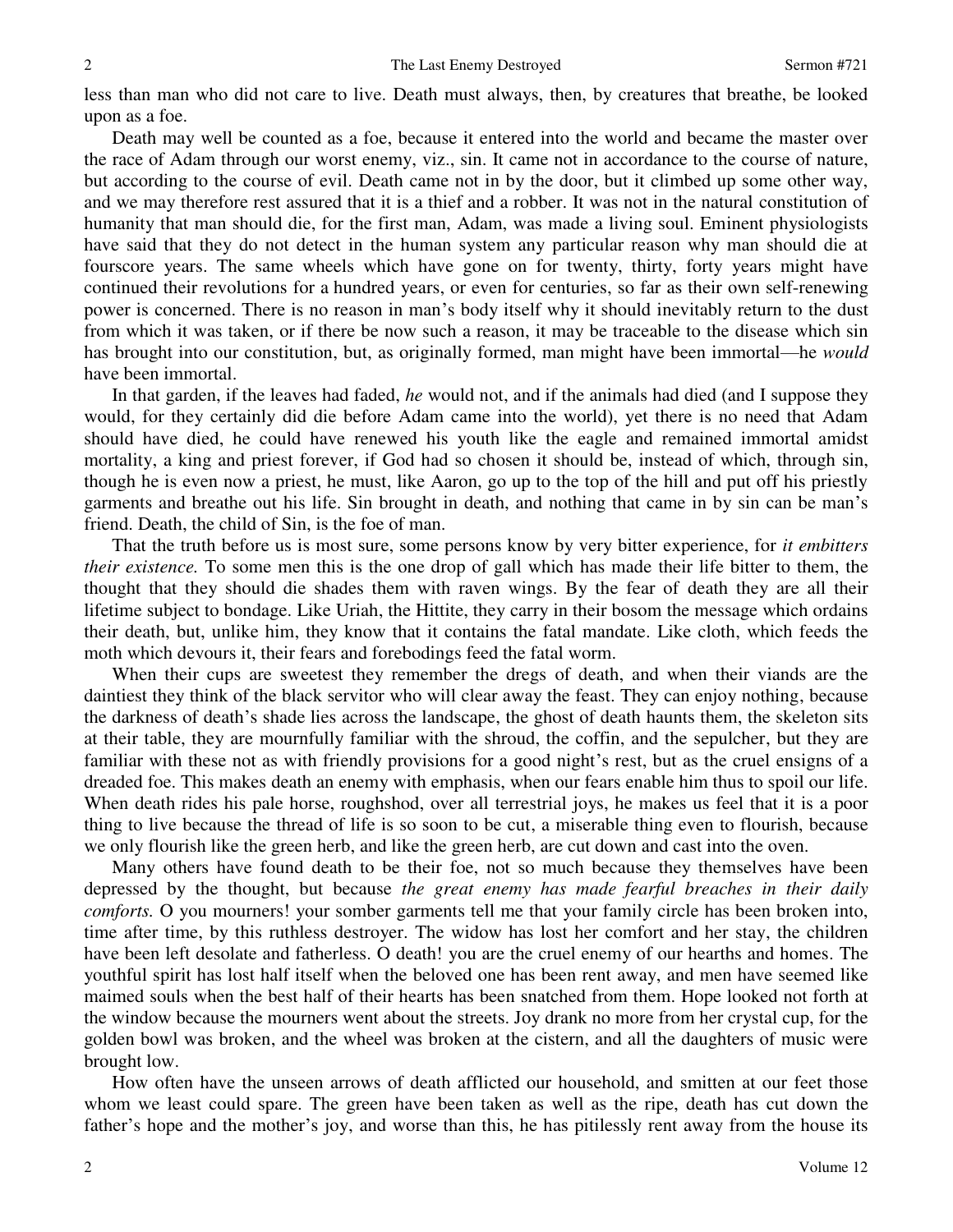less than man who did not care to live. Death must always, then, by creatures that breathe, be looked upon as a foe.

Death may well be counted as a foe, because it entered into the world and became the master over the race of Adam through our worst enemy, viz., sin. It came not in accordance to the course of nature, but according to the course of evil. Death came not in by the door, but it climbed up some other way, and we may therefore rest assured that it is a thief and a robber. It was not in the natural constitution of humanity that man should die, for the first man, Adam, was made a living soul. Eminent physiologists have said that they do not detect in the human system any particular reason why man should die at fourscore years. The same wheels which have gone on for twenty, thirty, forty years might have continued their revolutions for a hundred years, or even for centuries, so far as their own self-renewing power is concerned. There is no reason in man's body itself why it should inevitably return to the dust from which it was taken, or if there be now such a reason, it may be traceable to the disease which sin has brought into our constitution, but, as originally formed, man might have been immortal—he *would* have been immortal.

In that garden, if the leaves had faded, *he* would not, and if the animals had died (and I suppose they would, for they certainly did die before Adam came into the world), yet there is no need that Adam should have died, he could have renewed his youth like the eagle and remained immortal amidst mortality, a king and priest forever, if God had so chosen it should be, instead of which, through sin, though he is even now a priest, he must, like Aaron, go up to the top of the hill and put off his priestly garments and breathe out his life. Sin brought in death, and nothing that came in by sin can be man's friend. Death, the child of Sin, is the foe of man.

That the truth before us is most sure, some persons know by very bitter experience, for *it embitters their existence.* To some men this is the one drop of gall which has made their life bitter to them, the thought that they should die shades them with raven wings. By the fear of death they are all their lifetime subject to bondage. Like Uriah, the Hittite, they carry in their bosom the message which ordains their death, but, unlike him, they know that it contains the fatal mandate. Like cloth, which feeds the moth which devours it, their fears and forebodings feed the fatal worm.

When their cups are sweetest they remember the dregs of death, and when their viands are the daintiest they think of the black servitor who will clear away the feast. They can enjoy nothing, because the darkness of death's shade lies across the landscape, the ghost of death haunts them, the skeleton sits at their table, they are mournfully familiar with the shroud, the coffin, and the sepulcher, but they are familiar with these not as with friendly provisions for a good night's rest, but as the cruel ensigns of a dreaded foe. This makes death an enemy with emphasis, when our fears enable him thus to spoil our life. When death rides his pale horse, roughshod, over all terrestrial joys, he makes us feel that it is a poor thing to live because the thread of life is so soon to be cut, a miserable thing even to flourish, because we only flourish like the green herb, and like the green herb, are cut down and cast into the oven.

Many others have found death to be their foe, not so much because they themselves have been depressed by the thought, but because *the great enemy has made fearful breaches in their daily comforts.* O you mourners! your somber garments tell me that your family circle has been broken into, time after time, by this ruthless destroyer. The widow has lost her comfort and her stay, the children have been left desolate and fatherless. O death! you are the cruel enemy of our hearths and homes. The youthful spirit has lost half itself when the beloved one has been rent away, and men have seemed like maimed souls when the best half of their hearts has been snatched from them. Hope looked not forth at the window because the mourners went about the streets. Joy drank no more from her crystal cup, for the golden bowl was broken, and the wheel was broken at the cistern, and all the daughters of music were brought low.

How often have the unseen arrows of death afflicted our household, and smitten at our feet those whom we least could spare. The green have been taken as well as the ripe, death has cut down the father's hope and the mother's joy, and worse than this, he has pitilessly rent away from the house its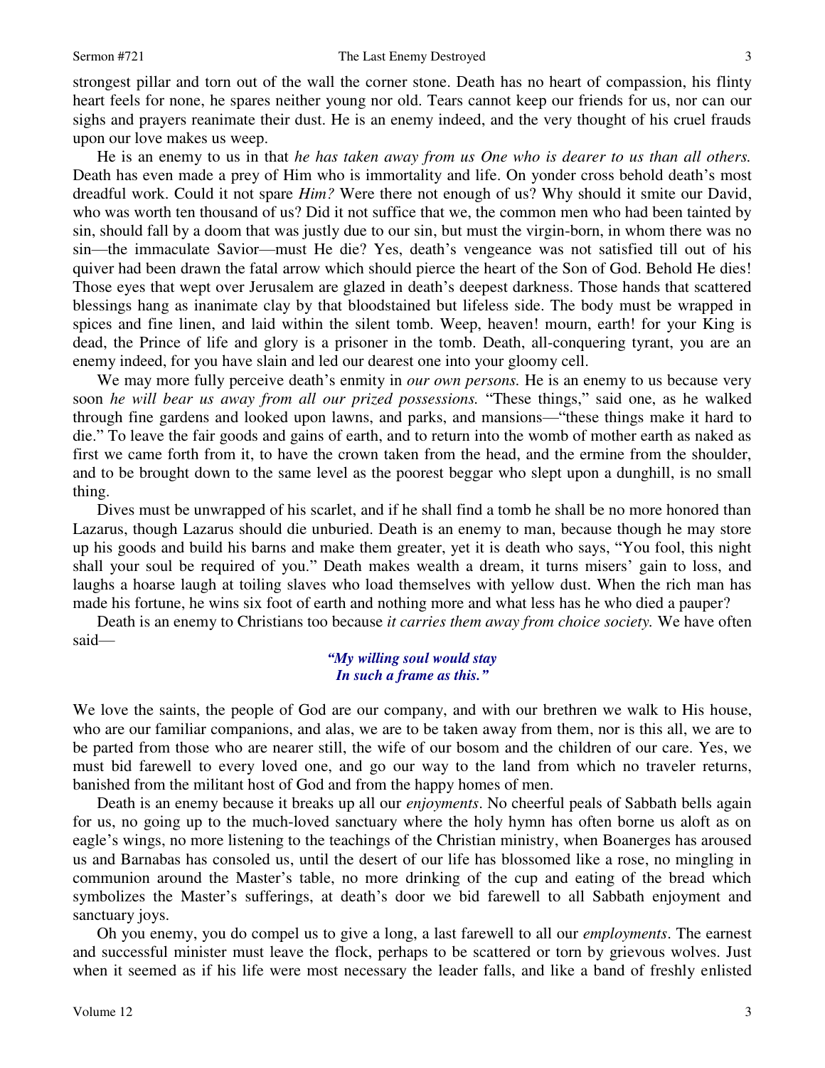strongest pillar and torn out of the wall the corner stone. Death has no heart of compassion, his flinty heart feels for none, he spares neither young nor old. Tears cannot keep our friends for us, nor can our sighs and prayers reanimate their dust. He is an enemy indeed, and the very thought of his cruel frauds upon our love makes us weep.

He is an enemy to us in that *he has taken away from us One who is dearer to us than all others.* Death has even made a prey of Him who is immortality and life. On yonder cross behold death's most dreadful work. Could it not spare *Him?* Were there not enough of us? Why should it smite our David, who was worth ten thousand of us? Did it not suffice that we, the common men who had been tainted by sin, should fall by a doom that was justly due to our sin, but must the virgin-born, in whom there was no sin—the immaculate Savior—must He die? Yes, death's vengeance was not satisfied till out of his quiver had been drawn the fatal arrow which should pierce the heart of the Son of God. Behold He dies! Those eyes that wept over Jerusalem are glazed in death's deepest darkness. Those hands that scattered blessings hang as inanimate clay by that bloodstained but lifeless side. The body must be wrapped in spices and fine linen, and laid within the silent tomb. Weep, heaven! mourn, earth! for your King is dead, the Prince of life and glory is a prisoner in the tomb. Death, all-conquering tyrant, you are an enemy indeed, for you have slain and led our dearest one into your gloomy cell.

We may more fully perceive death's enmity in *our own persons.* He is an enemy to us because very soon *he will bear us away from all our prized possessions.* "These things," said one, as he walked through fine gardens and looked upon lawns, and parks, and mansions—"these things make it hard to die." To leave the fair goods and gains of earth, and to return into the womb of mother earth as naked as first we came forth from it, to have the crown taken from the head, and the ermine from the shoulder, and to be brought down to the same level as the poorest beggar who slept upon a dunghill, is no small thing.

Dives must be unwrapped of his scarlet, and if he shall find a tomb he shall be no more honored than Lazarus, though Lazarus should die unburied. Death is an enemy to man, because though he may store up his goods and build his barns and make them greater, yet it is death who says, "You fool, this night shall your soul be required of you." Death makes wealth a dream, it turns misers' gain to loss, and laughs a hoarse laugh at toiling slaves who load themselves with yellow dust. When the rich man has made his fortune, he wins six foot of earth and nothing more and what less has he who died a pauper?

Death is an enemy to Christians too because *it carries them away from choice society.* We have often said—

> ***"My willing soul would stay***
> ***In such a frame as this."***

We love the saints, the people of God are our company, and with our brethren we walk to His house, who are our familiar companions, and alas, we are to be taken away from them, nor is this all, we are to be parted from those who are nearer still, the wife of our bosom and the children of our care. Yes, we must bid farewell to every loved one, and go our way to the land from which no traveler returns, banished from the militant host of God and from the happy homes of men.

Death is an enemy because it breaks up all our *enjoyments*. No cheerful peals of Sabbath bells again for us, no going up to the much-loved sanctuary where the holy hymn has often borne us aloft as on eagle's wings, no more listening to the teachings of the Christian ministry, when Boanerges has aroused us and Barnabas has consoled us, until the desert of our life has blossomed like a rose, no mingling in communion around the Master's table, no more drinking of the cup and eating of the bread which symbolizes the Master's sufferings, at death's door we bid farewell to all Sabbath enjoyment and sanctuary joys.

Oh you enemy, you do compel us to give a long, a last farewell to all our *employments*. The earnest and successful minister must leave the flock, perhaps to be scattered or torn by grievous wolves. Just when it seemed as if his life were most necessary the leader falls, and like a band of freshly enlisted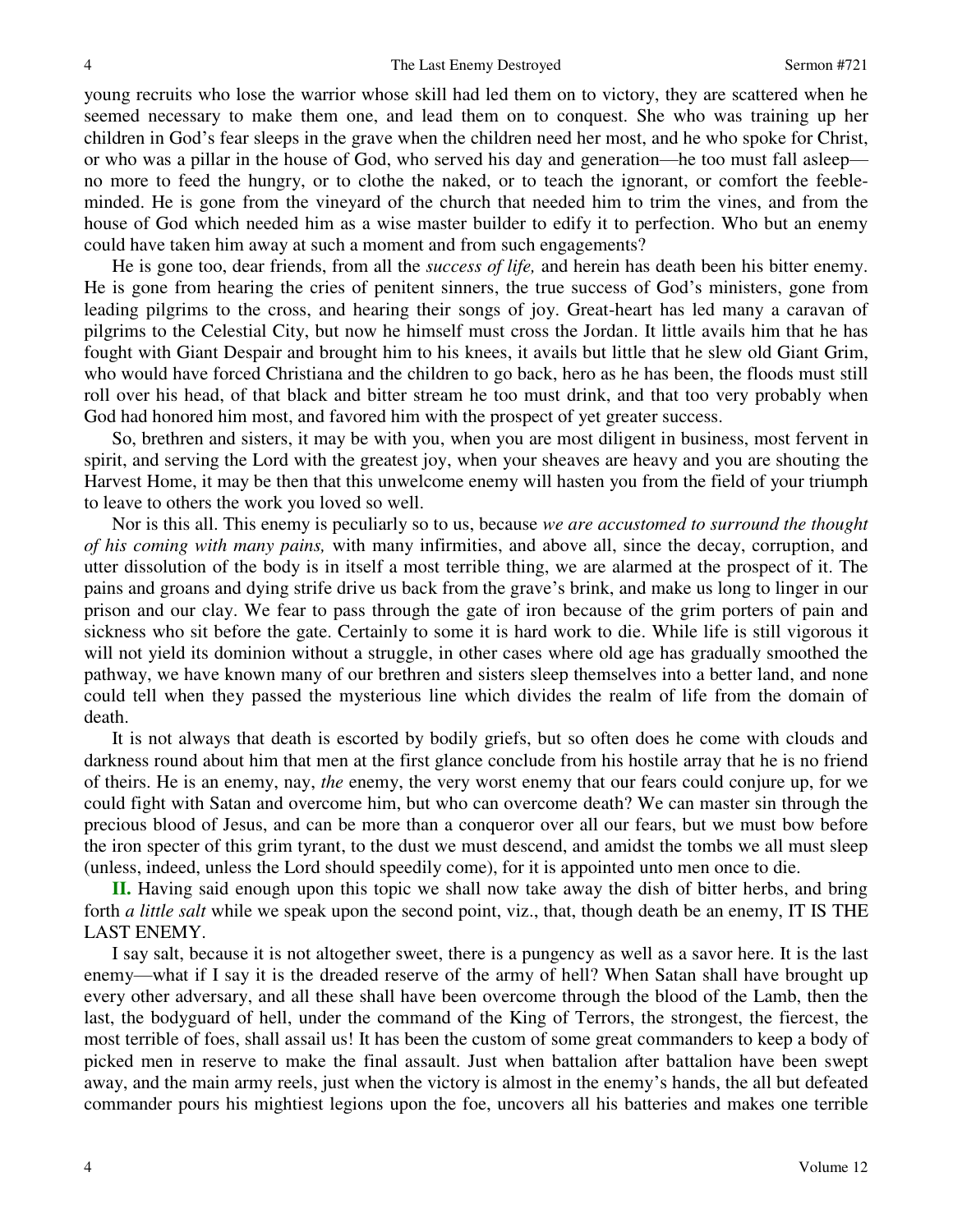young recruits who lose the warrior whose skill had led them on to victory, they are scattered when he seemed necessary to make them one, and lead them on to conquest. She who was training up her children in God's fear sleeps in the grave when the children need her most, and he who spoke for Christ, or who was a pillar in the house of God, who served his day and generation—he too must fall asleep—no more to feed the hungry, or to clothe the naked, or to teach the ignorant, or comfort the feeble-minded. He is gone from the vineyard of the church that needed him to trim the vines, and from the house of God which needed him as a wise master builder to edify it to perfection. Who but an enemy could have taken him away at such a moment and from such engagements?

He is gone too, dear friends, from all the *success of life,* and herein has death been his bitter enemy. He is gone from hearing the cries of penitent sinners, the true success of God's ministers, gone from leading pilgrims to the cross, and hearing their songs of joy. Great-heart has led many a caravan of pilgrims to the Celestial City, but now he himself must cross the Jordan. It little avails him that he has fought with Giant Despair and brought him to his knees, it avails but little that he slew old Giant Grim, who would have forced Christiana and the children to go back, hero as he has been, the floods must still roll over his head, of that black and bitter stream he too must drink, and that too very probably when God had honored him most, and favored him with the prospect of yet greater success.

So, brethren and sisters, it may be with you, when you are most diligent in business, most fervent in spirit, and serving the Lord with the greatest joy, when your sheaves are heavy and you are shouting the Harvest Home, it may be then that this unwelcome enemy will hasten you from the field of your triumph to leave to others the work you loved so well.

Nor is this all. This enemy is peculiarly so to us, because *we are accustomed to surround the thought of his coming with many pains,* with many infirmities, and above all, since the decay, corruption, and utter dissolution of the body is in itself a most terrible thing, we are alarmed at the prospect of it. The pains and groans and dying strife drive us back from the grave's brink, and make us long to linger in our prison and our clay. We fear to pass through the gate of iron because of the grim porters of pain and sickness who sit before the gate. Certainly to some it is hard work to die. While life is still vigorous it will not yield its dominion without a struggle, in other cases where old age has gradually smoothed the pathway, we have known many of our brethren and sisters sleep themselves into a better land, and none could tell when they passed the mysterious line which divides the realm of life from the domain of death.

It is not always that death is escorted by bodily griefs, but so often does he come with clouds and darkness round about him that men at the first glance conclude from his hostile array that he is no friend of theirs. He is an enemy, nay, *the* enemy, the very worst enemy that our fears could conjure up, for we could fight with Satan and overcome him, but who can overcome death? We can master sin through the precious blood of Jesus, and can be more than a conqueror over all our fears, but we must bow before the iron specter of this grim tyrant, to the dust we must descend, and amidst the tombs we all must sleep (unless, indeed, unless the Lord should speedily come), for it is appointed unto men once to die.

**II.** Having said enough upon this topic we shall now take away the dish of bitter herbs, and bring forth *a little salt* while we speak upon the second point, viz., that, though death be an enemy, IT IS THE LAST ENEMY.

I say salt, because it is not altogether sweet, there is a pungency as well as a savor here. It is the last enemy—what if I say it is the dreaded reserve of the army of hell? When Satan shall have brought up every other adversary, and all these shall have been overcome through the blood of the Lamb, then the last, the bodyguard of hell, under the command of the King of Terrors, the strongest, the fiercest, the most terrible of foes, shall assail us! It has been the custom of some great commanders to keep a body of picked men in reserve to make the final assault. Just when battalion after battalion have been swept away, and the main army reels, just when the victory is almost in the enemy's hands, the all but defeated commander pours his mightiest legions upon the foe, uncovers all his batteries and makes one terrible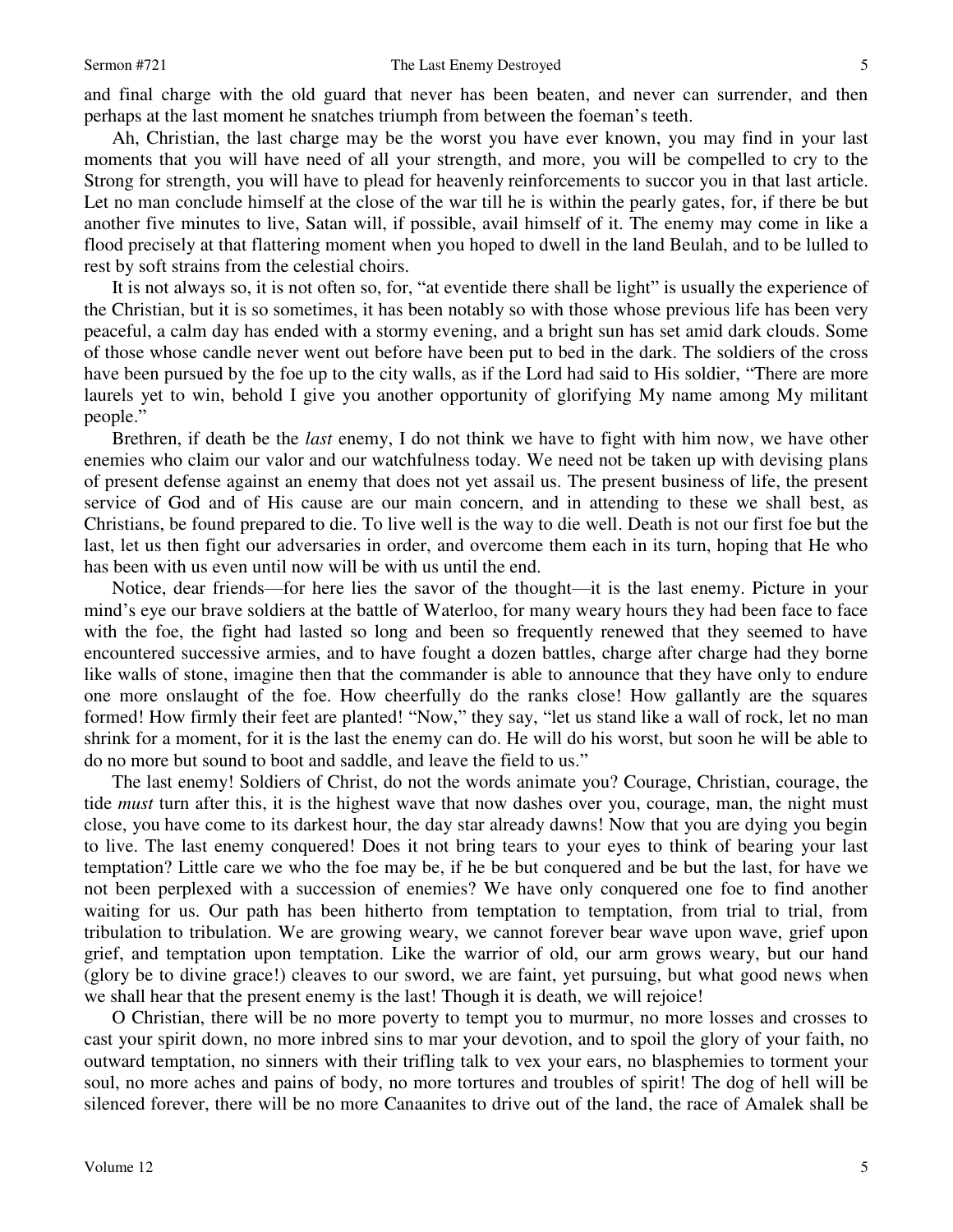and final charge with the old guard that never has been beaten, and never can surrender, and then perhaps at the last moment he snatches triumph from between the foeman's teeth.

Ah, Christian, the last charge may be the worst you have ever known, you may find in your last moments that you will have need of all your strength, and more, you will be compelled to cry to the Strong for strength, you will have to plead for heavenly reinforcements to succor you in that last article. Let no man conclude himself at the close of the war till he is within the pearly gates, for, if there be but another five minutes to live, Satan will, if possible, avail himself of it. The enemy may come in like a flood precisely at that flattering moment when you hoped to dwell in the land Beulah, and to be lulled to rest by soft strains from the celestial choirs.

It is not always so, it is not often so, for, "at eventide there shall be light" is usually the experience of the Christian, but it is so sometimes, it has been notably so with those whose previous life has been very peaceful, a calm day has ended with a stormy evening, and a bright sun has set amid dark clouds. Some of those whose candle never went out before have been put to bed in the dark. The soldiers of the cross have been pursued by the foe up to the city walls, as if the Lord had said to His soldier, "There are more laurels yet to win, behold I give you another opportunity of glorifying My name among My militant people."

Brethren, if death be the *last* enemy, I do not think we have to fight with him now, we have other enemies who claim our valor and our watchfulness today. We need not be taken up with devising plans of present defense against an enemy that does not yet assail us. The present business of life, the present service of God and of His cause are our main concern, and in attending to these we shall best, as Christians, be found prepared to die. To live well is the way to die well. Death is not our first foe but the last, let us then fight our adversaries in order, and overcome them each in its turn, hoping that He who has been with us even until now will be with us until the end.

Notice, dear friends—for here lies the savor of the thought—it is the last enemy. Picture in your mind's eye our brave soldiers at the battle of Waterloo, for many weary hours they had been face to face with the foe, the fight had lasted so long and been so frequently renewed that they seemed to have encountered successive armies, and to have fought a dozen battles, charge after charge had they borne like walls of stone, imagine then that the commander is able to announce that they have only to endure one more onslaught of the foe. How cheerfully do the ranks close! How gallantly are the squares formed! How firmly their feet are planted! "Now," they say, "let us stand like a wall of rock, let no man shrink for a moment, for it is the last the enemy can do. He will do his worst, but soon he will be able to do no more but sound to boot and saddle, and leave the field to us."

The last enemy! Soldiers of Christ, do not the words animate you? Courage, Christian, courage, the tide *must* turn after this, it is the highest wave that now dashes over you, courage, man, the night must close, you have come to its darkest hour, the day star already dawns! Now that you are dying you begin to live. The last enemy conquered! Does it not bring tears to your eyes to think of bearing your last temptation? Little care we who the foe may be, if he be but conquered and be but the last, for have we not been perplexed with a succession of enemies? We have only conquered one foe to find another waiting for us. Our path has been hitherto from temptation to temptation, from trial to trial, from tribulation to tribulation. We are growing weary, we cannot forever bear wave upon wave, grief upon grief, and temptation upon temptation. Like the warrior of old, our arm grows weary, but our hand (glory be to divine grace!) cleaves to our sword, we are faint, yet pursuing, but what good news when we shall hear that the present enemy is the last! Though it is death, we will rejoice!

O Christian, there will be no more poverty to tempt you to murmur, no more losses and crosses to cast your spirit down, no more inbred sins to mar your devotion, and to spoil the glory of your faith, no outward temptation, no sinners with their trifling talk to vex your ears, no blasphemies to torment your soul, no more aches and pains of body, no more tortures and troubles of spirit! The dog of hell will be silenced forever, there will be no more Canaanites to drive out of the land, the race of Amalek shall be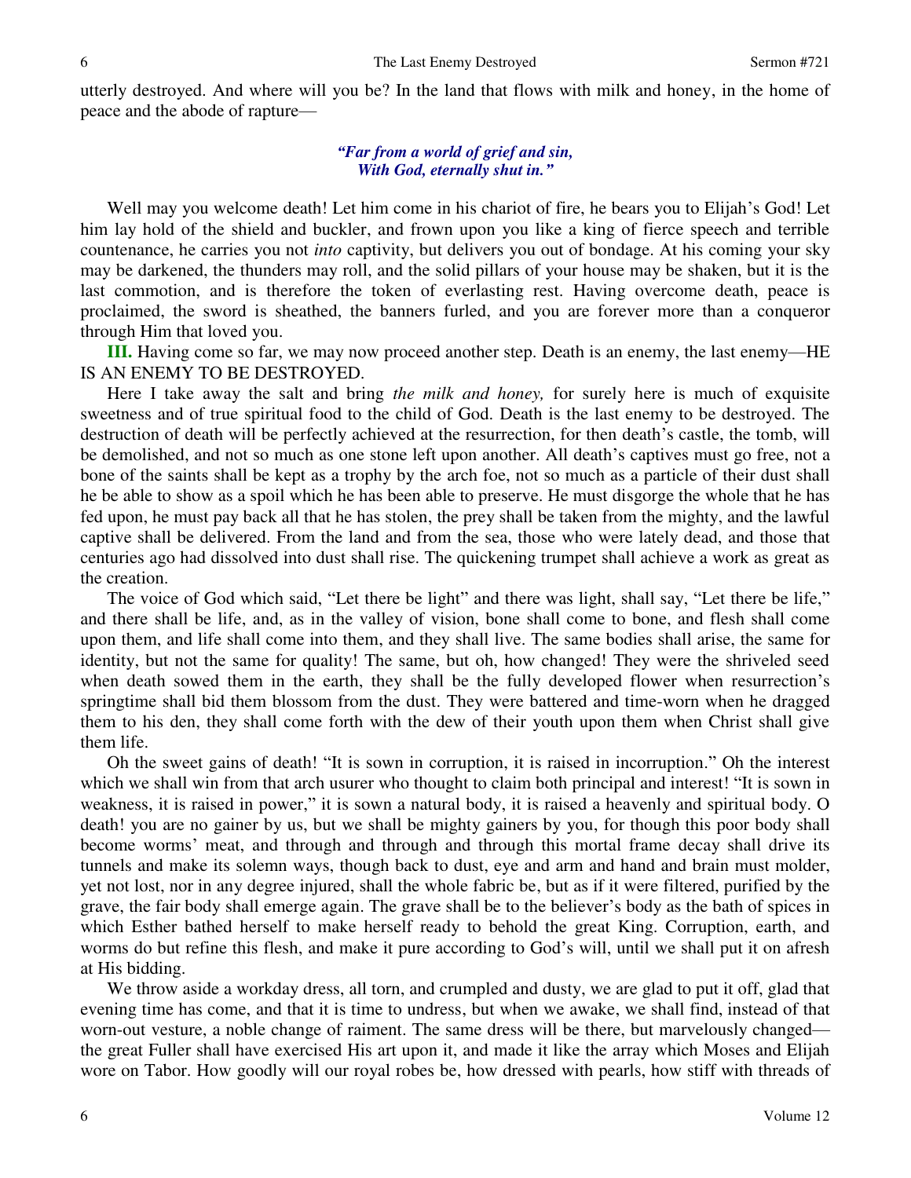utterly destroyed. And where will you be? In the land that flows with milk and honey, in the home of peace and the abode of rapture—

> ***"Far from a world of grief and sin,***
> ***With God, eternally shut in."***

Well may you welcome death! Let him come in his chariot of fire, he bears you to Elijah's God! Let him lay hold of the shield and buckler, and frown upon you like a king of fierce speech and terrible countenance, he carries you not *into* captivity, but delivers you out of bondage. At his coming your sky may be darkened, the thunders may roll, and the solid pillars of your house may be shaken, but it is the last commotion, and is therefore the token of everlasting rest. Having overcome death, peace is proclaimed, the sword is sheathed, the banners furled, and you are forever more than a conqueror through Him that loved you.

**III.** Having come so far, we may now proceed another step. Death is an enemy, the last enemy—HE IS AN ENEMY TO BE DESTROYED.

Here I take away the salt and bring *the milk and honey,* for surely here is much of exquisite sweetness and of true spiritual food to the child of God. Death is the last enemy to be destroyed. The destruction of death will be perfectly achieved at the resurrection, for then death's castle, the tomb, will be demolished, and not so much as one stone left upon another. All death's captives must go free, not a bone of the saints shall be kept as a trophy by the arch foe, not so much as a particle of their dust shall he be able to show as a spoil which he has been able to preserve. He must disgorge the whole that he has fed upon, he must pay back all that he has stolen, the prey shall be taken from the mighty, and the lawful captive shall be delivered. From the land and from the sea, those who were lately dead, and those that centuries ago had dissolved into dust shall rise. The quickening trumpet shall achieve a work as great as the creation.

The voice of God which said, "Let there be light" and there was light, shall say, "Let there be life," and there shall be life, and, as in the valley of vision, bone shall come to bone, and flesh shall come upon them, and life shall come into them, and they shall live. The same bodies shall arise, the same for identity, but not the same for quality! The same, but oh, how changed! They were the shriveled seed when death sowed them in the earth, they shall be the fully developed flower when resurrection's springtime shall bid them blossom from the dust. They were battered and time-worn when he dragged them to his den, they shall come forth with the dew of their youth upon them when Christ shall give them life.

Oh the sweet gains of death! "It is sown in corruption, it is raised in incorruption." Oh the interest which we shall win from that arch usurer who thought to claim both principal and interest! "It is sown in weakness, it is raised in power," it is sown a natural body, it is raised a heavenly and spiritual body. O death! you are no gainer by us, but we shall be mighty gainers by you, for though this poor body shall become worms' meat, and through and through and through this mortal frame decay shall drive its tunnels and make its solemn ways, though back to dust, eye and arm and hand and brain must molder, yet not lost, nor in any degree injured, shall the whole fabric be, but as if it were filtered, purified by the grave, the fair body shall emerge again. The grave shall be to the believer's body as the bath of spices in which Esther bathed herself to make herself ready to behold the great King. Corruption, earth, and worms do but refine this flesh, and make it pure according to God's will, until we shall put it on afresh at His bidding.

We throw aside a workday dress, all torn, and crumpled and dusty, we are glad to put it off, glad that evening time has come, and that it is time to undress, but when we awake, we shall find, instead of that worn-out vesture, a noble change of raiment. The same dress will be there, but marvelously changed—the great Fuller shall have exercised His art upon it, and made it like the array which Moses and Elijah wore on Tabor. How goodly will our royal robes be, how dressed with pearls, how stiff with threads of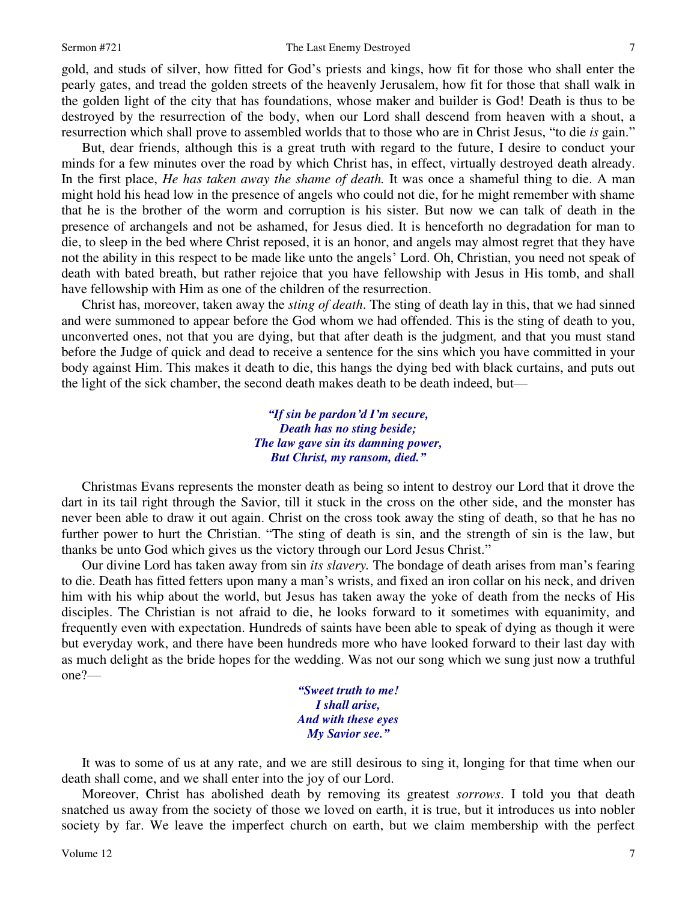gold, and studs of silver, how fitted for God's priests and kings, how fit for those who shall enter the pearly gates, and tread the golden streets of the heavenly Jerusalem, how fit for those that shall walk in the golden light of the city that has foundations, whose maker and builder is God! Death is thus to be destroyed by the resurrection of the body, when our Lord shall descend from heaven with a shout, a resurrection which shall prove to assembled worlds that to those who are in Christ Jesus, "to die *is* gain."

But, dear friends, although this is a great truth with regard to the future, I desire to conduct your minds for a few minutes over the road by which Christ has, in effect, virtually destroyed death already. In the first place, *He has taken away the shame of death.* It was once a shameful thing to die. A man might hold his head low in the presence of angels who could not die, for he might remember with shame that he is the brother of the worm and corruption is his sister. But now we can talk of death in the presence of archangels and not be ashamed, for Jesus died. It is henceforth no degradation for man to die, to sleep in the bed where Christ reposed, it is an honor, and angels may almost regret that they have not the ability in this respect to be made like unto the angels' Lord. Oh, Christian, you need not speak of death with bated breath, but rather rejoice that you have fellowship with Jesus in His tomb, and shall have fellowship with Him as one of the children of the resurrection.

Christ has, moreover, taken away the *sting of death*. The sting of death lay in this, that we had sinned and were summoned to appear before the God whom we had offended. This is the sting of death to you, unconverted ones, not that you are dying, but that after death is the judgment*,* and that you must stand before the Judge of quick and dead to receive a sentence for the sins which you have committed in your body against Him. This makes it death to die, this hangs the dying bed with black curtains, and puts out the light of the sick chamber, the second death makes death to be death indeed, but—

> ***"If sin be pardon'd I'm secure,***
> ***Death has no sting beside;***
> ***The law gave sin its damning power,***
> ***But Christ, my ransom, died."***

Christmas Evans represents the monster death as being so intent to destroy our Lord that it drove the dart in its tail right through the Savior, till it stuck in the cross on the other side, and the monster has never been able to draw it out again. Christ on the cross took away the sting of death, so that he has no further power to hurt the Christian. "The sting of death is sin, and the strength of sin is the law, but thanks be unto God which gives us the victory through our Lord Jesus Christ."

Our divine Lord has taken away from sin *its slavery.* The bondage of death arises from man's fearing to die. Death has fitted fetters upon many a man's wrists, and fixed an iron collar on his neck, and driven him with his whip about the world, but Jesus has taken away the yoke of death from the necks of His disciples. The Christian is not afraid to die, he looks forward to it sometimes with equanimity, and frequently even with expectation. Hundreds of saints have been able to speak of dying as though it were but everyday work, and there have been hundreds more who have looked forward to their last day with as much delight as the bride hopes for the wedding. Was not our song which we sung just now a truthful one?—

> ***"Sweet truth to me!***
> ***I shall arise,***
> ***And with these eyes***
> ***My Savior see."***

It was to some of us at any rate, and we are still desirous to sing it, longing for that time when our death shall come, and we shall enter into the joy of our Lord.

Moreover, Christ has abolished death by removing its greatest *sorrows*. I told you that death snatched us away from the society of those we loved on earth, it is true, but it introduces us into nobler society by far. We leave the imperfect church on earth, but we claim membership with the perfect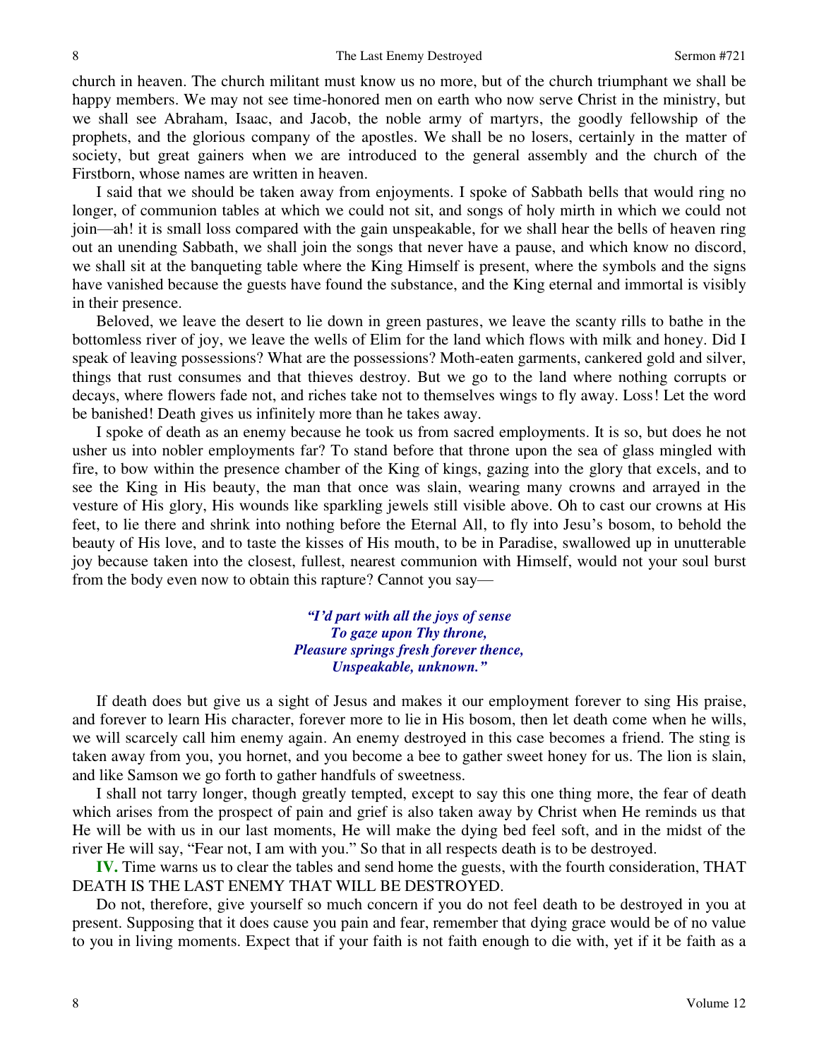church in heaven. The church militant must know us no more, but of the church triumphant we shall be happy members. We may not see time-honored men on earth who now serve Christ in the ministry, but we shall see Abraham, Isaac, and Jacob, the noble army of martyrs, the goodly fellowship of the prophets, and the glorious company of the apostles. We shall be no losers, certainly in the matter of society, but great gainers when we are introduced to the general assembly and the church of the Firstborn, whose names are written in heaven.

I said that we should be taken away from enjoyments. I spoke of Sabbath bells that would ring no longer, of communion tables at which we could not sit, and songs of holy mirth in which we could not join—ah! it is small loss compared with the gain unspeakable, for we shall hear the bells of heaven ring out an unending Sabbath, we shall join the songs that never have a pause, and which know no discord, we shall sit at the banqueting table where the King Himself is present, where the symbols and the signs have vanished because the guests have found the substance, and the King eternal and immortal is visibly in their presence.

Beloved, we leave the desert to lie down in green pastures, we leave the scanty rills to bathe in the bottomless river of joy, we leave the wells of Elim for the land which flows with milk and honey. Did I speak of leaving possessions? What are the possessions? Moth-eaten garments, cankered gold and silver, things that rust consumes and that thieves destroy. But we go to the land where nothing corrupts or decays, where flowers fade not, and riches take not to themselves wings to fly away. Loss! Let the word be banished! Death gives us infinitely more than he takes away.

I spoke of death as an enemy because he took us from sacred employments. It is so, but does he not usher us into nobler employments far? To stand before that throne upon the sea of glass mingled with fire, to bow within the presence chamber of the King of kings, gazing into the glory that excels, and to see the King in His beauty, the man that once was slain, wearing many crowns and arrayed in the vesture of His glory, His wounds like sparkling jewels still visible above. Oh to cast our crowns at His feet, to lie there and shrink into nothing before the Eternal All, to fly into Jesu's bosom, to behold the beauty of His love, and to taste the kisses of His mouth, to be in Paradise, swallowed up in unutterable joy because taken into the closest, fullest, nearest communion with Himself, would not your soul burst from the body even now to obtain this rapture? Cannot you say—

> ***"I'd part with all the joys of sense***
> ***To gaze upon Thy throne,***
> ***Pleasure springs fresh forever thence,***
> ***Unspeakable, unknown."***

If death does but give us a sight of Jesus and makes it our employment forever to sing His praise, and forever to learn His character, forever more to lie in His bosom, then let death come when he wills, we will scarcely call him enemy again. An enemy destroyed in this case becomes a friend. The sting is taken away from you, you hornet, and you become a bee to gather sweet honey for us. The lion is slain, and like Samson we go forth to gather handfuls of sweetness.

I shall not tarry longer, though greatly tempted, except to say this one thing more, the fear of death which arises from the prospect of pain and grief is also taken away by Christ when He reminds us that He will be with us in our last moments, He will make the dying bed feel soft, and in the midst of the river He will say, "Fear not, I am with you." So that in all respects death is to be destroyed.

**IV.** Time warns us to clear the tables and send home the guests, with the fourth consideration, THAT DEATH IS THE LAST ENEMY THAT WILL BE DESTROYED.

Do not, therefore, give yourself so much concern if you do not feel death to be destroyed in you at present. Supposing that it does cause you pain and fear, remember that dying grace would be of no value to you in living moments. Expect that if your faith is not faith enough to die with, yet if it be faith as a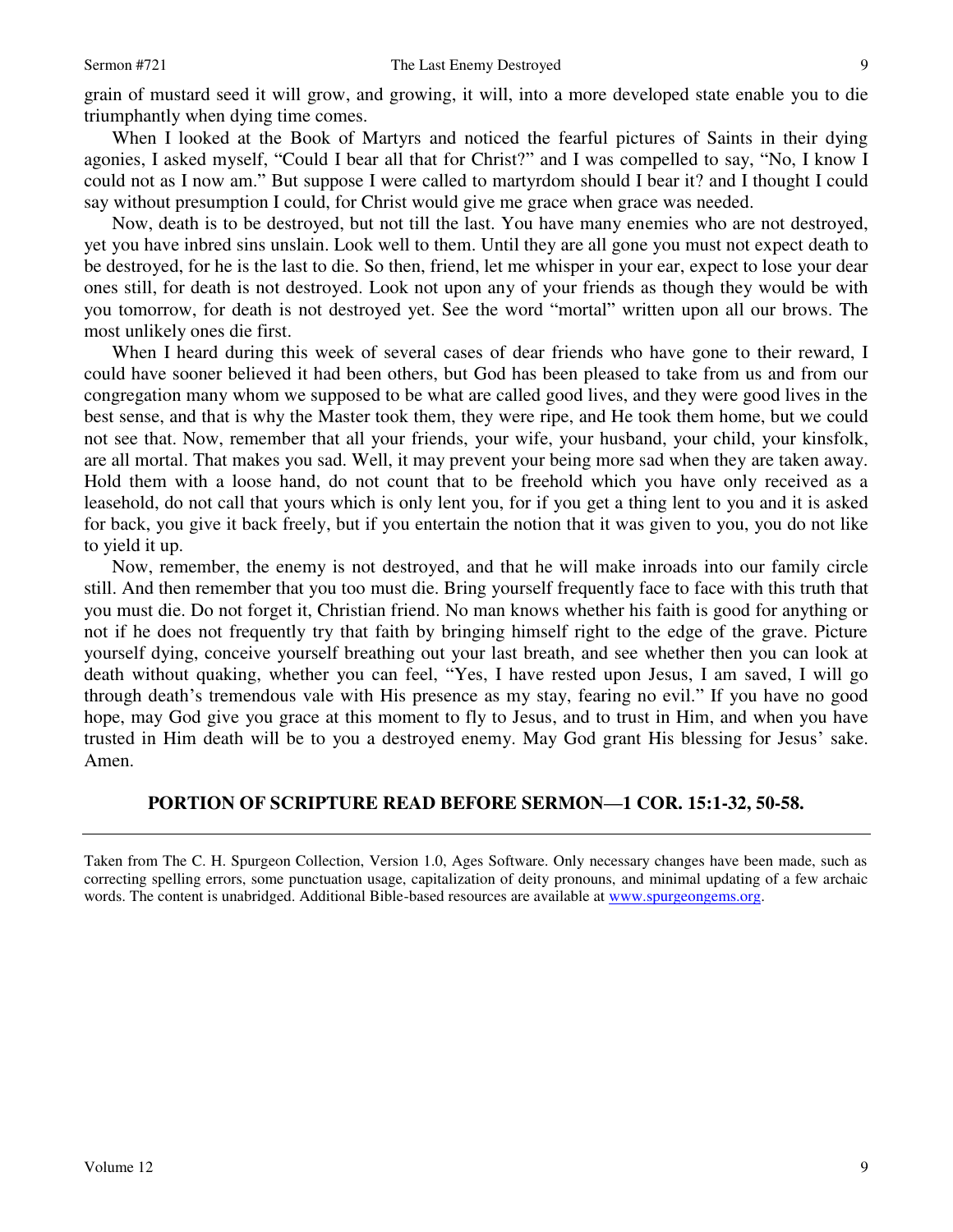grain of mustard seed it will grow, and growing, it will, into a more developed state enable you to die triumphantly when dying time comes.

When I looked at the Book of Martyrs and noticed the fearful pictures of Saints in their dying agonies, I asked myself, "Could I bear all that for Christ?" and I was compelled to say, "No, I know I could not as I now am." But suppose I were called to martyrdom should I bear it? and I thought I could say without presumption I could, for Christ would give me grace when grace was needed.

Now, death is to be destroyed, but not till the last. You have many enemies who are not destroyed, yet you have inbred sins unslain. Look well to them. Until they are all gone you must not expect death to be destroyed, for he is the last to die. So then, friend, let me whisper in your ear, expect to lose your dear ones still, for death is not destroyed. Look not upon any of your friends as though they would be with you tomorrow, for death is not destroyed yet. See the word "mortal" written upon all our brows. The most unlikely ones die first.

When I heard during this week of several cases of dear friends who have gone to their reward, I could have sooner believed it had been others, but God has been pleased to take from us and from our congregation many whom we supposed to be what are called good lives, and they were good lives in the best sense, and that is why the Master took them, they were ripe, and He took them home, but we could not see that. Now, remember that all your friends, your wife, your husband, your child, your kinsfolk, are all mortal. That makes you sad. Well, it may prevent your being more sad when they are taken away. Hold them with a loose hand, do not count that to be freehold which you have only received as a leasehold, do not call that yours which is only lent you, for if you get a thing lent to you and it is asked for back, you give it back freely, but if you entertain the notion that it was given to you, you do not like to yield it up.

Now, remember, the enemy is not destroyed, and that he will make inroads into our family circle still. And then remember that you too must die. Bring yourself frequently face to face with this truth that you must die. Do not forget it, Christian friend. No man knows whether his faith is good for anything or not if he does not frequently try that faith by bringing himself right to the edge of the grave. Picture yourself dying, conceive yourself breathing out your last breath, and see whether then you can look at death without quaking, whether you can feel, "Yes, I have rested upon Jesus, I am saved, I will go through death's tremendous vale with His presence as my stay, fearing no evil." If you have no good hope, may God give you grace at this moment to fly to Jesus, and to trust in Him, and when you have trusted in Him death will be to you a destroyed enemy. May God grant His blessing for Jesus' sake. Amen.

**PORTION OF SCRIPTURE READ BEFORE SERMON—1 COR. 15:1-32, 50-58.**

---

Taken from The C. H. Spurgeon Collection, Version 1.0, Ages Software. Only necessary changes have been made, such as correcting spelling errors, some punctuation usage, capitalization of deity pronouns, and minimal updating of a few archaic words. The content is unabridged. Additional Bible-based resources are available at www.spurgeongems.org.